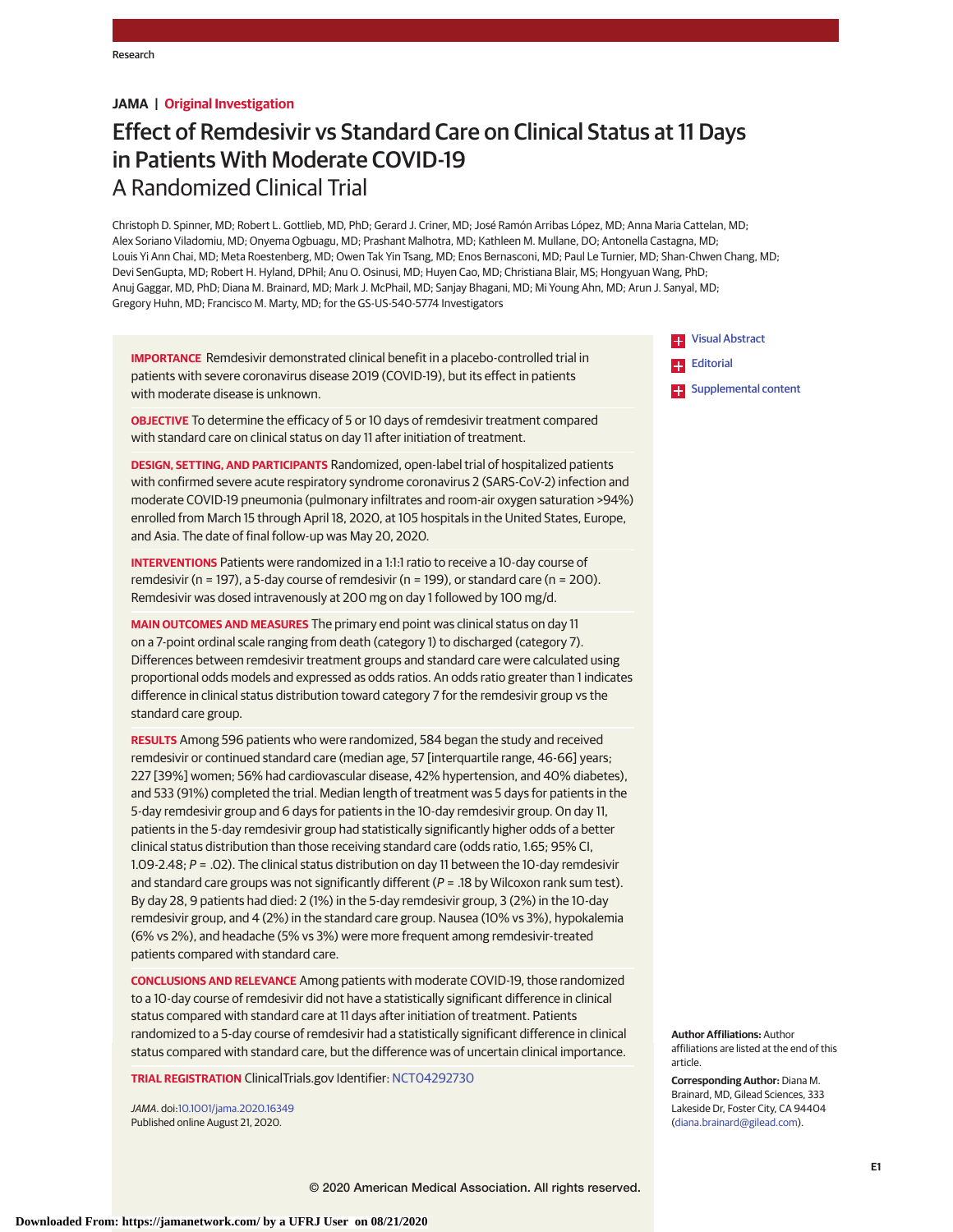JAMA | Original Investigation

# Effect of Remdesivir vs Standard Care on Clinical Status at 11 Days in Patients With Moderate COVID-19

## A Randomized Clinical Trial

Christoph D. Spinner, MD; Robert L. Gottlieb, MD, PhD; Gerard J. Criner, MD; José Ramón Arribas López, MD; Anna Maria Cattelan, MD; Alex Soriano Viladomiu, MD; Onyema Ogbuagu, MD; Prashant Malhotra, MD; Kathleen M. Mullane, DO; Antonella Castagna, MD; Louis Yi Ann Chai, MD; Meta Roestenberg, MD; Owen Tak Yin Tsang, MD; Enos Bernasconi, MD; Paul Le Turnier, MD; Shan-Chwen Chang, MD; Devi SenGupta, MD; Robert H. Hyland, DPhil; Anu O. Osinusi, MD; Huyen Cao, MD; Christiana Blair, MS; Hongyuan Wang, PhD; Anuj Gaggar, MD, PhD; Diana M. Brainard, MD; Mark J. McPhail, MD; Sanjay Bhagani, MD; Mi Young Ahn, MD; Arun J. Sanyal, MD; Gregory Huhn, MD; Francisco M. Marty, MD; for the GS-US-540-5774 Investigators

**IMPORTANCE** Remdesivir demonstrated clinical benefit in a placebo-controlled trial in patients with severe coronavirus disease 2019 (COVID-19), but its effect in patients with moderate disease is unknown.

**OBJECTIVE** To determine the efficacy of 5 or 10 days of remdesivir treatment compared with standard care on clinical status on day 11 after initiation of treatment.

**DESIGN, SETTING, AND PARTICIPANTS** Randomized, open-label trial of hospitalized patients with confirmed severe acute respiratory syndrome coronavirus 2 (SARS-CoV-2) infection and moderate COVID-19 pneumonia (pulmonary infiltrates and room-air oxygen saturation >94%) enrolled from March 15 through April 18, 2020, at 105 hospitals in the United States, Europe, and Asia. The date of final follow-up was May 20, 2020.

**INTERVENTIONS** Patients were randomized in a 1:1:1 ratio to receive a 10-day course of remdesivir (n = 197), a 5-day course of remdesivir (n = 199), or standard care (n = 200). Remdesivir was dosed intravenously at 200 mg on day 1 followed by 100 mg/d.

**MAIN OUTCOMES AND MEASURES** The primary end point was clinical status on day 11 on a 7-point ordinal scale ranging from death (category 1) to discharged (category 7). Differences between remdesivir treatment groups and standard care were calculated using proportional odds models and expressed as odds ratios. An odds ratio greater than 1 indicates difference in clinical status distribution toward category 7 for the remdesivir group vs the standard care group.

**RESULTS** Among 596 patients who were randomized, 584 began the study and received remdesivir or continued standard care (median age, 57 [interquartile range, 46-66] years; 227 [39%] women; 56% had cardiovascular disease, 42% hypertension, and 40% diabetes), and 533 (91%) completed the trial. Median length of treatment was 5 days for patients in the 5-day remdesivir group and 6 days for patients in the 10-day remdesivir group. On day 11, patients in the 5-day remdesivir group had statistically significantly higher odds of a better clinical status distribution than those receiving standard care (odds ratio, 1.65; 95% CI, 1.09-2.48; *P* = .02). The clinical status distribution on day 11 between the 10-day remdesivir and standard care groups was not significantly different (*P* = .18 by Wilcoxon rank sum test). By day 28, 9 patients had died: 2 (1%) in the 5-day remdesivir group, 3 (2%) in the 10-day remdesivir group, and 4 (2%) in the standard care group. Nausea (10% vs 3%), hypokalemia (6% vs 2%), and headache (5% vs 3%) were more frequent among remdesivir-treated patients compared with standard care.

**CONCLUSIONS AND RELEVANCE** Among patients with moderate COVID-19, those randomized to a 10-day course of remdesivir did not have a statistically significant difference in clinical status compared with standard care at 11 days after initiation of treatment. Patients randomized to a 5-day course of remdesivir had a statistically significant difference in clinical status compared with standard care, but the difference was of uncertain clinical importance.

**TRIAL REGISTRATION** ClinicalTrials.gov Identifier: NCT04292730

*JAMA*. doi:10.1001/jama.2020.16349
Published online August 21, 2020.

Visual Abstract

Editorial

Supplemental content

**Author Affiliations:** Author affiliations are listed at the end of this article.

**Corresponding Author:** Diana M. Brainard, MD, Gilead Sciences, 333 Lakeside Dr, Foster City, CA 94404 (diana.brainard@gilead.com).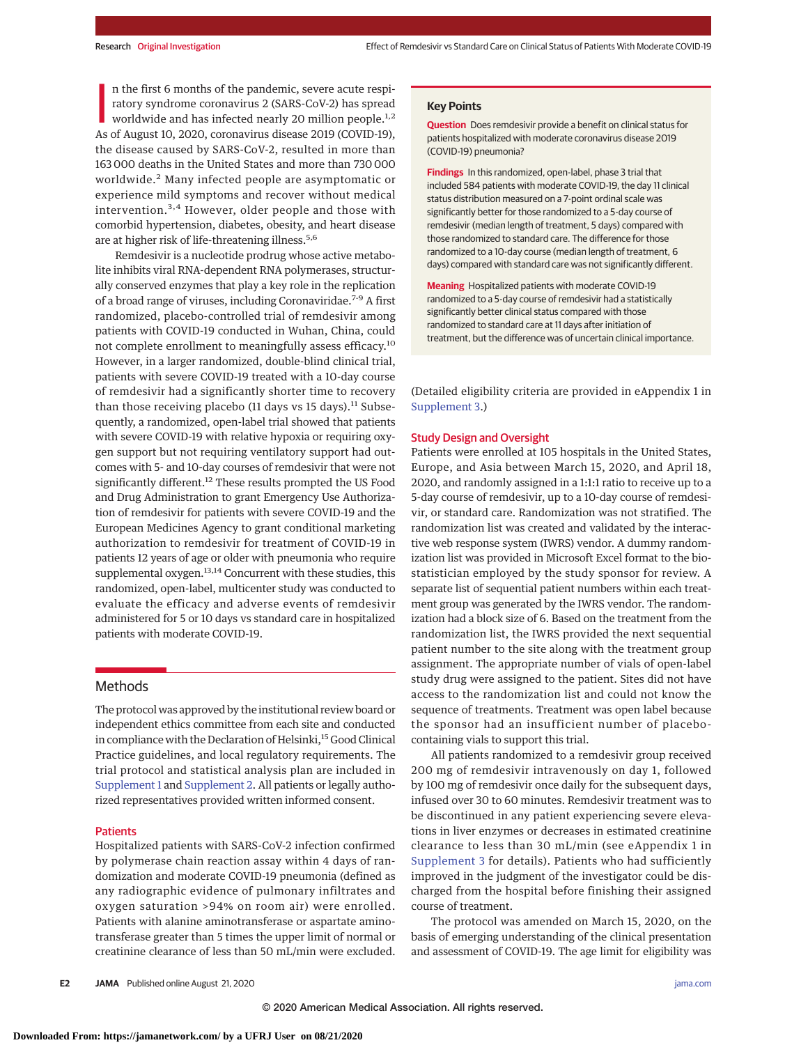In the first 6 months of the pandemic, severe acute respiratory syndrome coronavirus 2 (SARS-CoV-2) has spread worldwide and has infected nearly 20 million people.[1,2] As of August 10, 2020, coronavirus disease 2019 (COVID-19), the disease caused by SARS-CoV-2, resulted in more than 163 000 deaths in the United States and more than 730 000 worldwide.[2] Many infected people are asymptomatic or experience mild symptoms and recover without medical intervention.[3,4] However, older people and those with comorbid hypertension, diabetes, obesity, and heart disease are at higher risk of life-threatening illness.[5,6]

Remdesivir is a nucleotide prodrug whose active metabolite inhibits viral RNA-dependent RNA polymerases, structurally conserved enzymes that play a key role in the replication of a broad range of viruses, including Coronaviridae.[7-9] A first randomized, placebo-controlled trial of remdesivir among patients with COVID-19 conducted in Wuhan, China, could not complete enrollment to meaningfully assess efficacy.[10] However, in a larger randomized, double-blind clinical trial, patients with severe COVID-19 treated with a 10-day course of remdesivir had a significantly shorter time to recovery than those receiving placebo (11 days vs 15 days).[11] Subsequently, a randomized, open-label trial showed that patients with severe COVID-19 with relative hypoxia or requiring oxygen support but not requiring ventilatory support had outcomes with 5- and 10-day courses of remdesivir that were not significantly different.[12] These results prompted the US Food and Drug Administration to grant Emergency Use Authorization of remdesivir for patients with severe COVID-19 and the European Medicines Agency to grant conditional marketing authorization to remdesivir for treatment of COVID-19 in patients 12 years of age or older with pneumonia who require supplemental oxygen.[13,14] Concurrent with these studies, this randomized, open-label, multicenter study was conducted to evaluate the efficacy and adverse events of remdesivir administered for 5 or 10 days vs standard care in hospitalized patients with moderate COVID-19.

## Key Points

**Question** Does remdesivir provide a benefit on clinical status for patients hospitalized with moderate coronavirus disease 2019 (COVID-19) pneumonia?

**Findings** In this randomized, open-label, phase 3 trial that included 584 patients with moderate COVID-19, the day 11 clinical status distribution measured on a 7-point ordinal scale was significantly better for those randomized to a 5-day course of remdesivir (median length of treatment, 5 days) compared with those randomized to standard care. The difference for those randomized to a 10-day course (median length of treatment, 6 days) compared with standard care was not significantly different.

**Meaning** Hospitalized patients with moderate COVID-19 randomized to a 5-day course of remdesivir had a statistically significantly better clinical status compared with those randomized to standard care at 11 days after initiation of treatment, but the difference was of uncertain clinical importance.

## Methods

The protocol was approved by the institutional review board or independent ethics committee from each site and conducted in compliance with the Declaration of Helsinki,[15] Good Clinical Practice guidelines, and local regulatory requirements. The trial protocol and statistical analysis plan are included in Supplement 1 and Supplement 2. All patients or legally authorized representatives provided written informed consent.

### Patients

Hospitalized patients with SARS-CoV-2 infection confirmed by polymerase chain reaction assay within 4 days of randomization and moderate COVID-19 pneumonia (defined as any radiographic evidence of pulmonary infiltrates and oxygen saturation >94% on room air) were enrolled. Patients with alanine aminotransferase or aspartate aminotransferase greater than 5 times the upper limit of normal or creatinine clearance of less than 50 mL/min were excluded. (Detailed eligibility criteria are provided in eAppendix 1 in Supplement 3.)

### Study Design and Oversight

Patients were enrolled at 105 hospitals in the United States, Europe, and Asia between March 15, 2020, and April 18, 2020, and randomly assigned in a 1:1:1 ratio to receive up to a 5-day course of remdesivir, up to a 10-day course of remdesivir, or standard care. Randomization was not stratified. The randomization list was created and validated by the interactive web response system (IWRS) vendor. A dummy randomization list was provided in Microsoft Excel format to the biostatistician employed by the study sponsor for review. A separate list of sequential patient numbers within each treatment group was generated by the IWRS vendor. The randomization had a block size of 6. Based on the treatment from the randomization list, the IWRS provided the next sequential patient number to the site along with the treatment group assignment. The appropriate number of vials of open-label study drug were assigned to the patient. Sites did not have access to the randomization list and could not know the sequence of treatments. Treatment was open label because the sponsor had an insufficient number of placebo-containing vials to support this trial.

All patients randomized to a remdesivir group received 200 mg of remdesivir intravenously on day 1, followed by 100 mg of remdesivir once daily for the subsequent days, infused over 30 to 60 minutes. Remdesivir treatment was to be discontinued in any patient experiencing severe elevations in liver enzymes or decreases in estimated creatinine clearance to less than 30 mL/min (see eAppendix 1 in Supplement 3 for details). Patients who had sufficiently improved in the judgment of the investigator could be discharged from the hospital before finishing their assigned course of treatment.

The protocol was amended on March 15, 2020, on the basis of emerging understanding of the clinical presentation and assessment of COVID-19. The age limit for eligibility was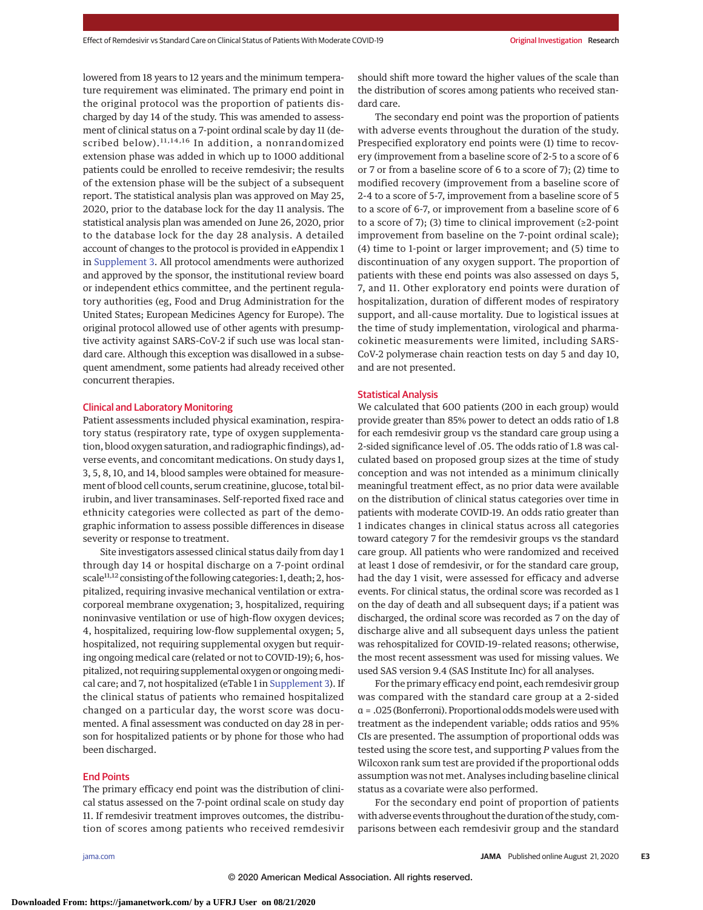lowered from 18 years to 12 years and the minimum temperature requirement was eliminated. The primary end point in the original protocol was the proportion of patients discharged by day 14 of the study. This was amended to assessment of clinical status on a 7-point ordinal scale by day 11 (described below).[11,14,16] In addition, a nonrandomized extension phase was added in which up to 1000 additional patients could be enrolled to receive remdesivir; the results of the extension phase will be the subject of a subsequent report. The statistical analysis plan was approved on May 25, 2020, prior to the database lock for the day 11 analysis. The statistical analysis plan was amended on June 26, 2020, prior to the database lock for the day 28 analysis. A detailed account of changes to the protocol is provided in eAppendix 1 in Supplement 3. All protocol amendments were authorized and approved by the sponsor, the institutional review board or independent ethics committee, and the pertinent regulatory authorities (eg, Food and Drug Administration for the United States; European Medicines Agency for Europe). The original protocol allowed use of other agents with presumptive activity against SARS-CoV-2 if such use was local standard care. Although this exception was disallowed in a subsequent amendment, some patients had already received other concurrent therapies.

## Clinical and Laboratory Monitoring

Patient assessments included physical examination, respiratory status (respiratory rate, type of oxygen supplementation, blood oxygen saturation, and radiographic findings), adverse events, and concomitant medications. On study days 1, 3, 5, 8, 10, and 14, blood samples were obtained for measurement of blood cell counts, serum creatinine, glucose, total bilirubin, and liver transaminases. Self-reported fixed race and ethnicity categories were collected as part of the demographic information to assess possible differences in disease severity or response to treatment.

Site investigators assessed clinical status daily from day 1 through day 14 or hospital discharge on a 7-point ordinal scale[11,12] consisting of the following categories: 1, death; 2, hospitalized, requiring invasive mechanical ventilation or extracorporeal membrane oxygenation; 3, hospitalized, requiring noninvasive ventilation or use of high-flow oxygen devices; 4, hospitalized, requiring low-flow supplemental oxygen; 5, hospitalized, not requiring supplemental oxygen but requiring ongoing medical care (related or not to COVID-19); 6, hospitalized, not requiring supplemental oxygen or ongoing medical care; and 7, not hospitalized (eTable 1 in Supplement 3). If the clinical status of patients who remained hospitalized changed on a particular day, the worst score was documented. A final assessment was conducted on day 28 in person for hospitalized patients or by phone for those who had been discharged.

## End Points

The primary efficacy end point was the distribution of clinical status assessed on the 7-point ordinal scale on study day 11. If remdesivir treatment improves outcomes, the distribution of scores among patients who received remdesivir should shift more toward the higher values of the scale than the distribution of scores among patients who received standard care.

The secondary end point was the proportion of patients with adverse events throughout the duration of the study. Prespecified exploratory end points were (1) time to recovery (improvement from a baseline score of 2-5 to a score of 6 or 7 or from a baseline score of 6 to a score of 7); (2) time to modified recovery (improvement from a baseline score of 2-4 to a score of 5-7, improvement from a baseline score of 5 to a score of 6-7, or improvement from a baseline score of 6 to a score of 7); (3) time to clinical improvement (≥2-point improvement from baseline on the 7-point ordinal scale); (4) time to 1-point or larger improvement; and (5) time to discontinuation of any oxygen support. The proportion of patients with these end points was also assessed on days 5, 7, and 11. Other exploratory end points were duration of hospitalization, duration of different modes of respiratory support, and all-cause mortality. Due to logistical issues at the time of study implementation, virological and pharmacokinetic measurements were limited, including SARS-CoV-2 polymerase chain reaction tests on day 5 and day 10, and are not presented.

## Statistical Analysis

We calculated that 600 patients (200 in each group) would provide greater than 85% power to detect an odds ratio of 1.8 for each remdesivir group vs the standard care group using a 2-sided significance level of .05. The odds ratio of 1.8 was calculated based on proposed group sizes at the time of study conception and was not intended as a minimum clinically meaningful treatment effect, as no prior data were available on the distribution of clinical status categories over time in patients with moderate COVID-19. An odds ratio greater than 1 indicates changes in clinical status across all categories toward category 7 for the remdesivir groups vs the standard care group. All patients who were randomized and received at least 1 dose of remdesivir, or for the standard care group, had the day 1 visit, were assessed for efficacy and adverse events. For clinical status, the ordinal score was recorded as 1 on the day of death and all subsequent days; if a patient was discharged, the ordinal score was recorded as 7 on the day of discharge alive and all subsequent days unless the patient was rehospitalized for COVID-19–related reasons; otherwise, the most recent assessment was used for missing values. We used SAS version 9.4 (SAS Institute Inc) for all analyses.

For the primary efficacy end point, each remdesivir group was compared with the standard care group at a 2-sided $\alpha = .025$ (Bonferroni). Proportional odds models were used with treatment as the independent variable; odds ratios and 95% CIs are presented. The assumption of proportional odds was tested using the score test, and supporting *P* values from the Wilcoxon rank sum test are provided if the proportional odds assumption was not met. Analyses including baseline clinical status as a covariate were also performed.

For the secondary end point of proportion of patients with adverse events throughout the duration of the study, comparisons between each remdesivir group and the standard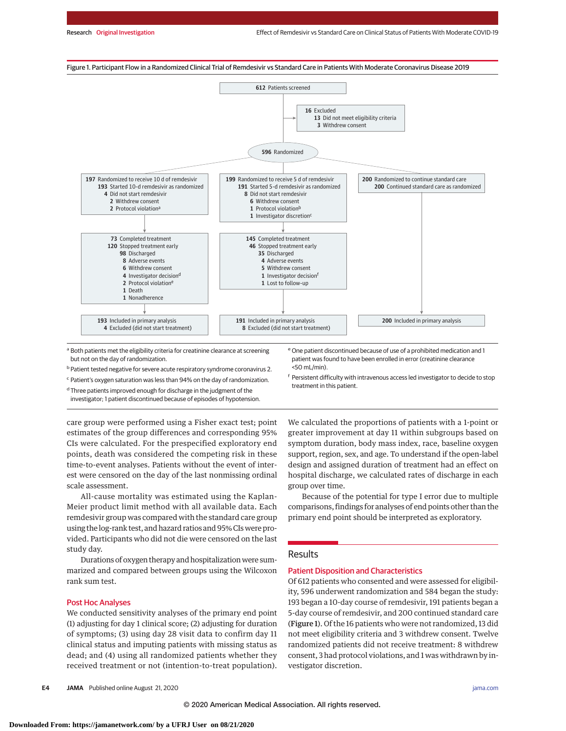Figure 1. Participant Flow in a Randomized Clinical Trial of Remdesivir vs Standard Care in Patients With Moderate Coronavirus Disease 2019

**612** Patients screened

**16** Excluded
- **13** Did not meet eligibility criteria
- **3** Withdrew consent

**596** Randomized

**197** Randomized to receive 10 d of remdesivir
- **193** Started 10-d remdesivir as randomized
- **4** Did not start remdesivir
  - **2** Withdrew consent
  - **2** Protocol violation[a]

**199** Randomized to receive 5 d of remdesivir
- **191** Started 5-d remdesivir as randomized
- **8** Did not start remdesivir
  - **6** Withdrew consent
  - **1** Protocol violation[b]
  - **1** Investigator discretion[c]

**200** Randomized to continue standard care
- **200** Continued standard care as randomized

**73** Completed treatment
**120** Stopped treatment early
- **98** Discharged
- **8** Adverse events
- **6** Withdrew consent
- **4** Investigator decision[d]
- **2** Protocol violation[e]
- **1** Death
- **1** Nonadherence

**145** Completed treatment
**46** Stopped treatment early
- **35** Discharged
- **4** Adverse events
- **5** Withdrew consent
- **1** Investigator decision[f]
- **1** Lost to follow-up

**193** Included in primary analysis
**4** Excluded (did not start treatment)

**191** Included in primary analysis
**8** Excluded (did not start treatment)

**200** Included in primary analysis

[a] Both patients met the eligibility criteria for creatinine clearance at screening but not on the day of randomization.

[b] Patient tested negative for severe acute respiratory syndrome coronavirus 2.

[c] Patient's oxygen saturation was less than 94% on the day of randomization.

[d] Three patients improved enough for discharge in the judgment of the investigator; 1 patient discontinued because of episodes of hypotension.

[e] One patient discontinued because of use of a prohibited medication and 1 patient was found to have been enrolled in error (creatinine clearance <50 mL/min).

[f] Persistent difficulty with intravenous access led investigator to decide to stop treatment in this patient.

care group were performed using a Fisher exact test; point estimates of the group differences and corresponding 95% CIs were calculated. For the prespecified exploratory end points, death was considered the competing risk in these time-to-event analyses. Patients without the event of interest were censored on the day of the last nonmissing ordinal scale assessment.

All-cause mortality was estimated using the Kaplan-Meier product limit method with all available data. Each remdesivir group was compared with the standard care group using the log-rank test, and hazard ratios and 95% CIs were provided. Participants who did not die were censored on the last study day.

Durations of oxygen therapy and hospitalization were summarized and compared between groups using the Wilcoxon rank sum test.

### Post Hoc Analyses

We conducted sensitivity analyses of the primary end point (1) adjusting for day 1 clinical score; (2) adjusting for duration of symptoms; (3) using day 28 visit data to confirm day 11 clinical status and imputing patients with missing status as dead; and (4) using all randomized patients whether they received treatment or not (intention-to-treat population).

We calculated the proportions of patients with a 1-point or greater improvement at day 11 within subgroups based on symptom duration, body mass index, race, baseline oxygen support, region, sex, and age. To understand if the open-label design and assigned duration of treatment had an effect on hospital discharge, we calculated rates of discharge in each group over time.

Because of the potential for type I error due to multiple comparisons, findings for analyses of end points other than the primary end point should be interpreted as exploratory.

## Results

### Patient Disposition and Characteristics

Of 612 patients who consented and were assessed for eligibility, 596 underwent randomization and 584 began the study: 193 began a 10-day course of remdesivir, 191 patients began a 5-day course of remdesivir, and 200 continued standard care (Figure 1). Of the 16 patients who were not randomized, 13 did not meet eligibility criteria and 3 withdrew consent. Twelve randomized patients did not receive treatment: 8 withdrew consent, 3 had protocol violations, and 1 was withdrawn by investigator discretion.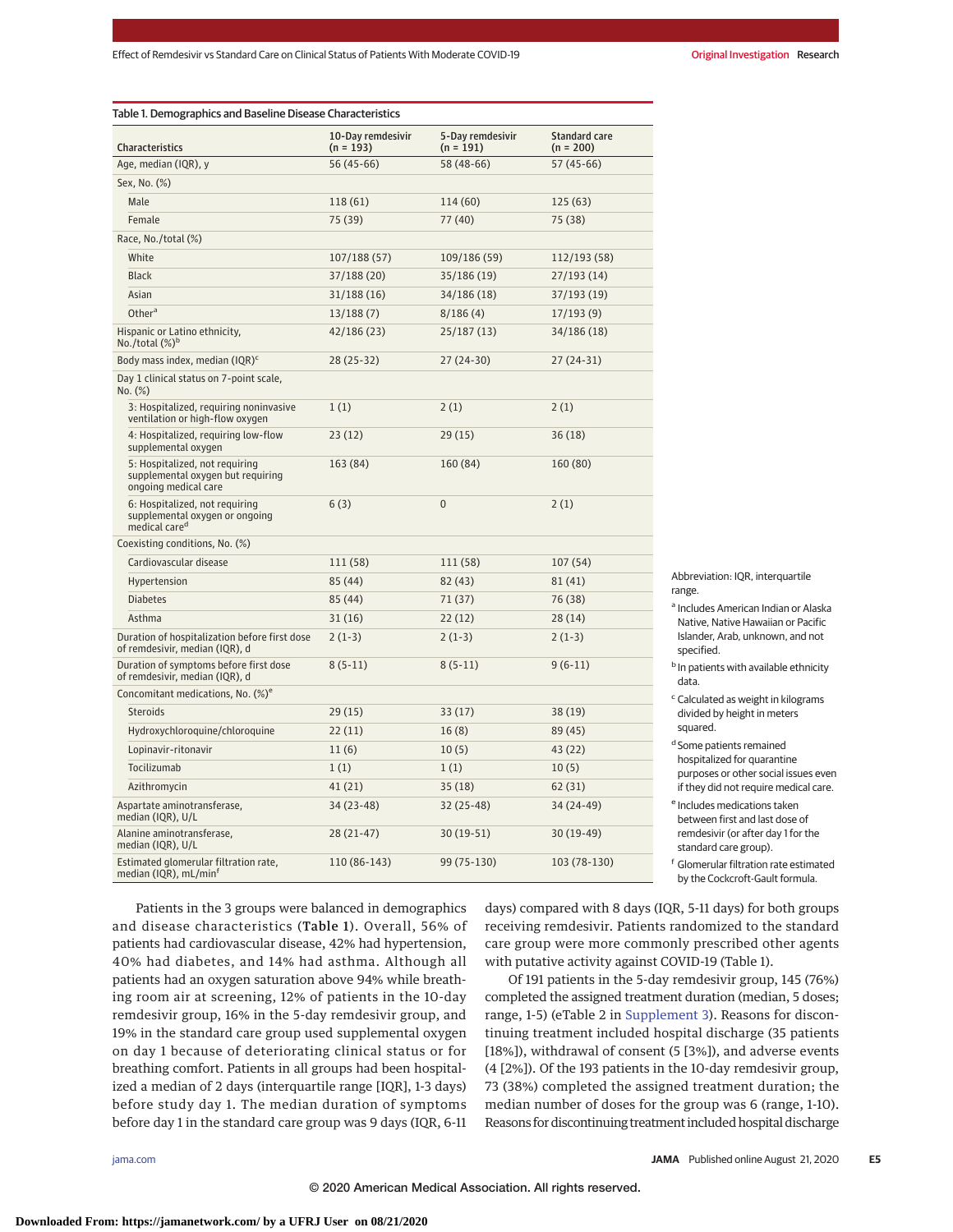Table 1. Demographics and Baseline Disease Characteristics

| Characteristics | 10-Day remdesivir (n = 193) | 5-Day remdesivir (n = 191) | Standard care (n = 200) |
|---|---|---|---|
| Age, median (IQR), y | 56 (45-66) | 58 (48-66) | 57 (45-66) |
| Sex, No. (%) | | | |
| Male | 118 (61) | 114 (60) | 125 (63) |
| Female | 75 (39) | 77 (40) | 75 (38) |
| Race, No./total (%) | | | |
| White | 107/188 (57) | 109/186 (59) | 112/193 (58) |
| Black | 37/188 (20) | 35/186 (19) | 27/193 (14) |
| Asian | 31/188 (16) | 34/186 (18) | 37/193 (19) |
| Other[a] | 13/188 (7) | 8/186 (4) | 17/193 (9) |
| Hispanic or Latino ethnicity, No./total (%)[b] | 42/186 (23) | 25/187 (13) | 34/186 (18) |
| Body mass index, median (IQR)[c] | 28 (25-32) | 27 (24-30) | 27 (24-31) |
| Day 1 clinical status on 7-point scale, No. (%) | | | |
| 3: Hospitalized, requiring noninvasive ventilation or high-flow oxygen | 1 (1) | 2 (1) | 2 (1) |
| 4: Hospitalized, requiring low-flow supplemental oxygen | 23 (12) | 29 (15) | 36 (18) |
| 5: Hospitalized, not requiring supplemental oxygen but requiring ongoing medical care | 163 (84) | 160 (84) | 160 (80) |
| 6: Hospitalized, not requiring supplemental oxygen or ongoing medical care[d] | 6 (3) | 0 | 2 (1) |
| Coexisting conditions, No. (%) | | | |
| Cardiovascular disease | 111 (58) | 111 (58) | 107 (54) |
| Hypertension | 85 (44) | 82 (43) | 81 (41) |
| Diabetes | 85 (44) | 71 (37) | 76 (38) |
| Asthma | 31 (16) | 22 (12) | 28 (14) |
| Duration of hospitalization before first dose of remdesivir, median (IQR), d | 2 (1-3) | 2 (1-3) | 2 (1-3) |
| Duration of symptoms before first dose of remdesivir, median (IQR), d | 8 (5-11) | 8 (5-11) | 9 (6-11) |
| Concomitant medications, No. (%)[e] | | | |
| Steroids | 29 (15) | 33 (17) | 38 (19) |
| Hydroxychloroquine/chloroquine | 22 (11) | 16 (8) | 89 (45) |
| Lopinavir-ritonavir | 11 (6) | 10 (5) | 43 (22) |
| Tocilizumab | 1 (1) | 1 (1) | 10 (5) |
| Azithromycin | 41 (21) | 35 (18) | 62 (31) |
| Aspartate aminotransferase, median (IQR), U/L | 34 (23-48) | 32 (25-48) | 34 (24-49) |
| Alanine aminotransferase, median (IQR), U/L | 28 (21-47) | 30 (19-51) | 30 (19-49) |
| Estimated glomerular filtration rate, median (IQR), mL/min[f] | 110 (86-143) | 99 (75-130) | 103 (78-130) |

Abbreviation: IQR, interquartile range.

[a] Includes American Indian or Alaska Native, Native Hawaiian or Pacific Islander, Arab, unknown, and not specified.

[b] In patients with available ethnicity data.

[c] Calculated as weight in kilograms divided by height in meters squared.

[d] Some patients remained hospitalized for quarantine purposes or other social issues even if they did not require medical care.

[e] Includes medications taken between first and last dose of remdesivir (or after day 1 for the standard care group).

[f] Glomerular filtration rate estimated by the Cockcroft-Gault formula.

Patients in the 3 groups were balanced in demographics and disease characteristics (Table 1). Overall, 56% of patients had cardiovascular disease, 42% had hypertension, 40% had diabetes, and 14% had asthma. Although all patients had an oxygen saturation above 94% while breathing room air at screening, 12% of patients in the 10-day remdesivir group, 16% in the 5-day remdesivir group, and 19% in the standard care group used supplemental oxygen on day 1 because of deteriorating clinical status or for breathing comfort. Patients in all groups had been hospitalized a median of 2 days (interquartile range [IQR], 1-3 days) before study day 1. The median duration of symptoms before day 1 in the standard care group was 9 days (IQR, 6-11 days) compared with 8 days (IQR, 5-11 days) for both groups receiving remdesivir. Patients randomized to the standard care group were more commonly prescribed other agents with putative activity against COVID-19 (Table 1).

Of 191 patients in the 5-day remdesivir group, 145 (76%) completed the assigned treatment duration (median, 5 doses; range, 1-5) (eTable 2 in Supplement 3). Reasons for discontinuing treatment included hospital discharge (35 patients [18%]), withdrawal of consent (5 [3%]), and adverse events (4 [2%]). Of the 193 patients in the 10-day remdesivir group, 73 (38%) completed the assigned treatment duration; the median number of doses for the group was 6 (range, 1-10). Reasons for discontinuing treatment included hospital discharge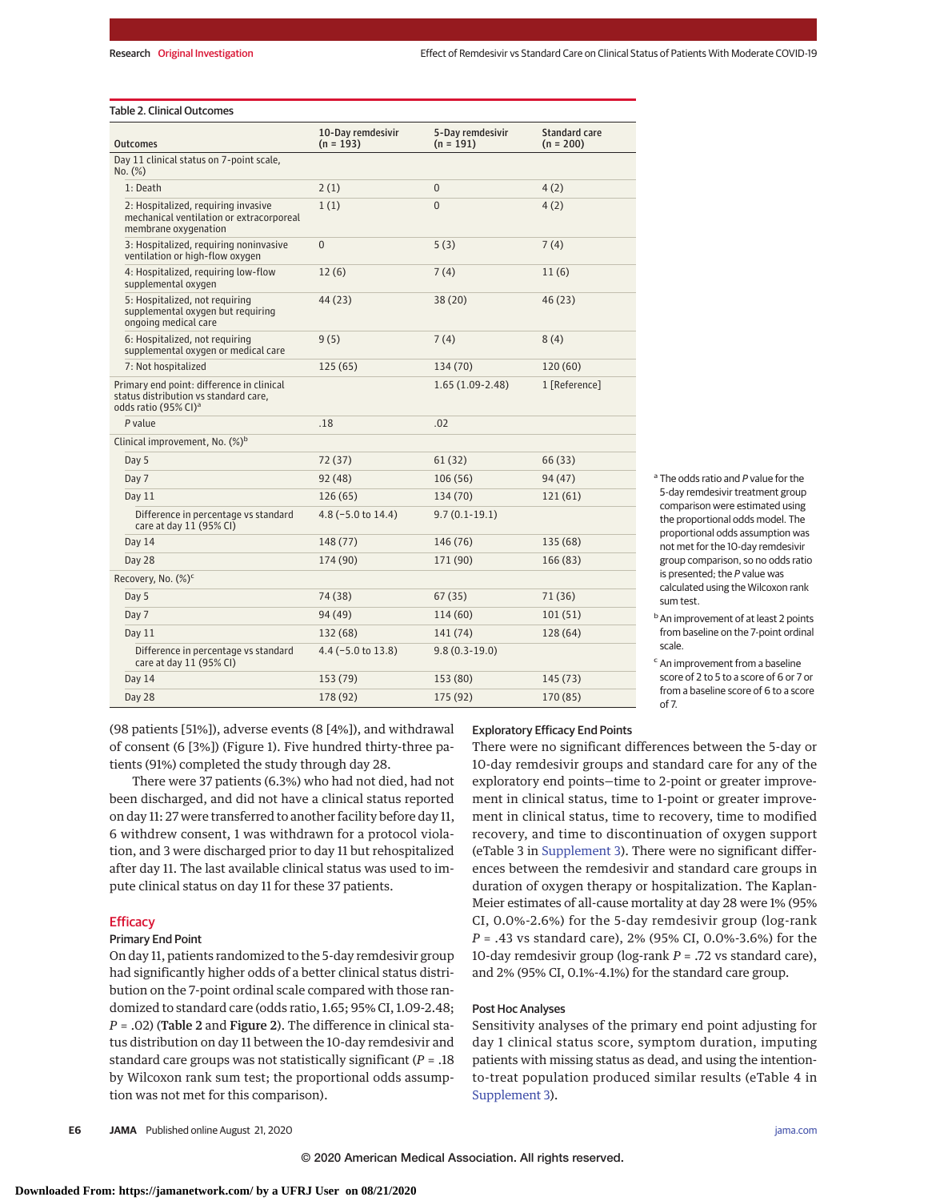Table 2. Clinical Outcomes

| Outcomes | 10-Day remdesivir (n = 193) | 5-Day remdesivir (n = 191) | Standard care (n = 200) |
|---|---|---|---|
| Day 11 clinical status on 7-point scale, No. (%) | | | |
| 1: Death | 2 (1) | 0 | 4 (2) |
| 2: Hospitalized, requiring invasive mechanical ventilation or extracorporeal membrane oxygenation | 1 (1) | 0 | 4 (2) |
| 3: Hospitalized, requiring noninvasive ventilation or high-flow oxygen | 0 | 5 (3) | 7 (4) |
| 4: Hospitalized, requiring low-flow supplemental oxygen | 12 (6) | 7 (4) | 11 (6) |
| 5: Hospitalized, not requiring supplemental oxygen but requiring ongoing medical care | 44 (23) | 38 (20) | 46 (23) |
| 6: Hospitalized, not requiring supplemental oxygen or medical care | 9 (5) | 7 (4) | 8 (4) |
| 7: Not hospitalized | 125 (65) | 134 (70) | 120 (60) |
| Primary end point: difference in clinical status distribution vs standard care, odds ratio (95% CI)[a] | | 1.65 (1.09-2.48) | 1 [Reference] |
| *P* value | .18 | .02 | |
| Clinical improvement, No. (%)[b] | | | |
| Day 5 | 72 (37) | 61 (32) | 66 (33) |
| Day 7 | 92 (48) | 106 (56) | 94 (47) |
| Day 11 | 126 (65) | 134 (70) | 121 (61) |
| Difference in percentage vs standard care at day 11 (95% CI) | 4.8 (−5.0 to 14.4) | 9.7 (0.1-19.1) | |
| Day 14 | 148 (77) | 146 (76) | 135 (68) |
| Day 28 | 174 (90) | 171 (90) | 166 (83) |
| Recovery, No. (%)[c] | | | |
| Day 5 | 74 (38) | 67 (35) | 71 (36) |
| Day 7 | 94 (49) | 114 (60) | 101 (51) |
| Day 11 | 132 (68) | 141 (74) | 128 (64) |
| Difference in percentage vs standard care at day 11 (95% CI) | 4.4 (−5.0 to 13.8) | 9.8 (0.3-19.0) | |
| Day 14 | 153 (79) | 153 (80) | 145 (73) |
| Day 28 | 178 (92) | 175 (92) | 170 (85) |

[a] The odds ratio and *P* value for the 5-day remdesivir treatment group comparison were estimated using the proportional odds model. The proportional odds assumption was not met for the 10-day remdesivir group comparison, so no odds ratio is presented; the *P* value was calculated using the Wilcoxon rank sum test.

[b] An improvement of at least 2 points from baseline on the 7-point ordinal scale.

[c] An improvement from a baseline score of 2 to 5 to a score of 6 or 7 or from a baseline score of 6 to a score of 7.

(98 patients [51%]), adverse events (8 [4%]), and withdrawal of consent (6 [3%]) (Figure 1). Five hundred thirty-three patients (91%) completed the study through day 28.

There were 37 patients (6.3%) who had not died, had not been discharged, and did not have a clinical status reported on day 11: 27 were transferred to another facility before day 11, 6 withdrew consent, 1 was withdrawn for a protocol violation, and 3 were discharged prior to day 11 but rehospitalized after day 11. The last available clinical status was used to impute clinical status on day 11 for these 37 patients.

## Efficacy

### Primary End Point

On day 11, patients randomized to the 5-day remdesivir group had significantly higher odds of a better clinical status distribution on the 7-point ordinal scale compared with those randomized to standard care (odds ratio, 1.65; 95% CI, 1.09-2.48; *P* = .02) (Table 2 and Figure 2). The difference in clinical status distribution on day 11 between the 10-day remdesivir and standard care groups was not statistically significant (*P* = .18 by Wilcoxon rank sum test; the proportional odds assumption was not met for this comparison).

### Exploratory Efficacy End Points

There were no significant differences between the 5-day or 10-day remdesivir groups and standard care for any of the exploratory end points—time to 2-point or greater improvement in clinical status, time to 1-point or greater improvement in clinical status, time to recovery, time to modified recovery, and time to discontinuation of oxygen support (eTable 3 in Supplement 3). There were no significant differences between the remdesivir and standard care groups in duration of oxygen therapy or hospitalization. The Kaplan-Meier estimates of all-cause mortality at day 28 were 1% (95% CI, 0.0%-2.6%) for the 5-day remdesivir group (log-rank *P* = .43 vs standard care), 2% (95% CI, 0.0%-3.6%) for the 10-day remdesivir group (log-rank *P* = .72 vs standard care), and 2% (95% CI, 0.1%-4.1%) for the standard care group.

### Post Hoc Analyses

Sensitivity analyses of the primary end point adjusting for day 1 clinical status score, symptom duration, imputing patients with missing status as dead, and using the intention-to-treat population produced similar results (eTable 4 in Supplement 3).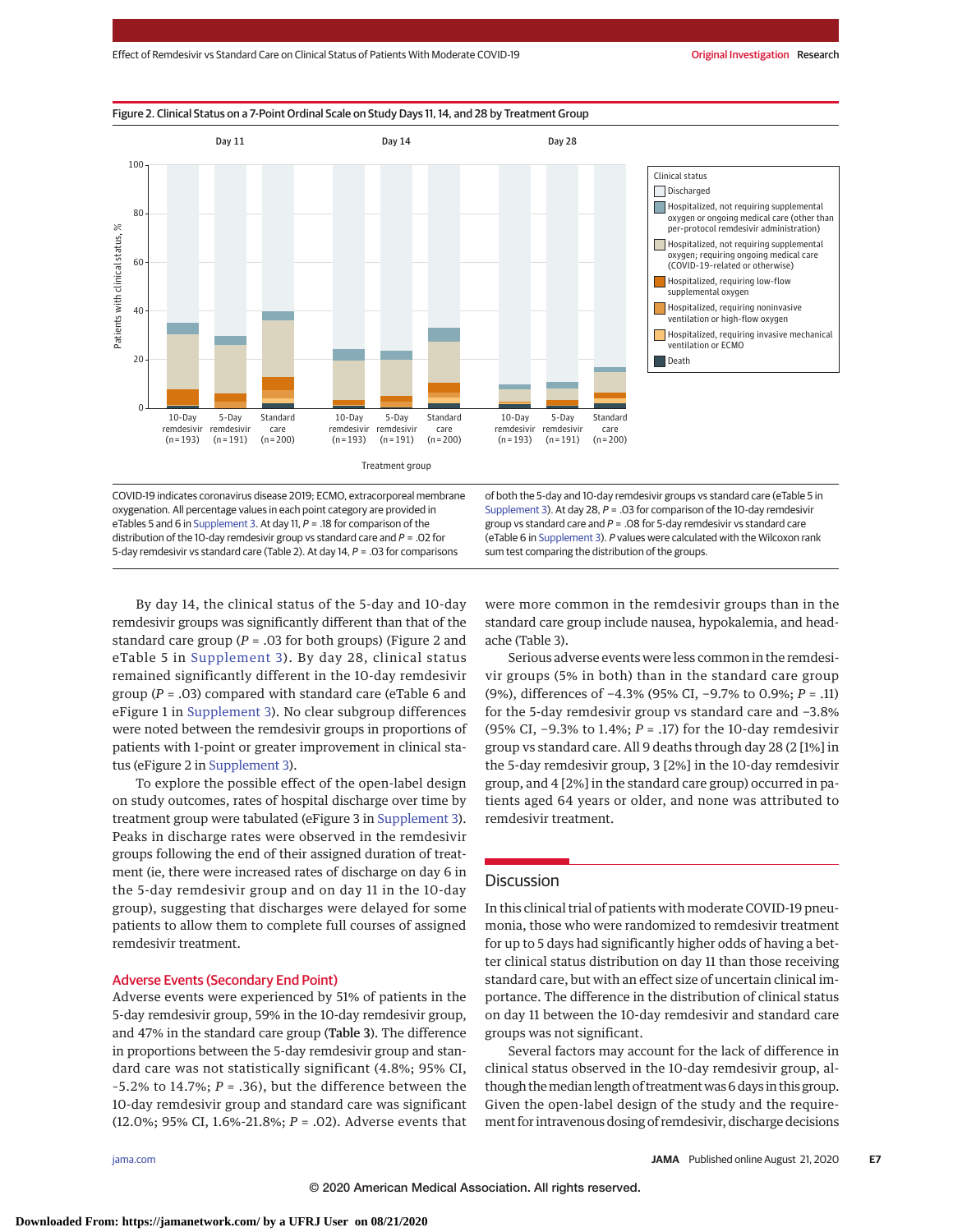**Figure 2. Clinical Status on a 7-Point Ordinal Scale on Study Days 11, 14, and 28 by Treatment Group**

COVID-19 indicates coronavirus disease 2019; ECMO, extracorporeal membrane oxygenation. All percentage values in each point category are provided in eTables 5 and 6 in Supplement 3. At day 11, $P$ = .18 for comparison of the distribution of the 10-day remdesivir group vs standard care and $P$ = .02 for 5-day remdesivir vs standard care (Table 2). At day 14, $P$ = .03 for comparisons of both the 5-day and 10-day remdesivir groups vs standard care (eTable 5 in Supplement 3). At day 28, $P$ = .03 for comparison of the 10-day remdesivir group vs standard care and $P$ = .08 for 5-day remdesivir vs standard care (eTable 6 in Supplement 3). $P$ values were calculated with the Wilcoxon rank sum test comparing the distribution of the groups.

By day 14, the clinical status of the 5-day and 10-day remdesivir groups was significantly different than that of the standard care group ($P$ = .03 for both groups) (Figure 2 and eTable 5 in Supplement 3). By day 28, clinical status remained significantly different in the 10-day remdesivir group ($P$ = .03) compared with standard care (eTable 6 and eFigure 1 in Supplement 3). No clear subgroup differences were noted between the remdesivir groups in proportions of patients with 1-point or greater improvement in clinical status (eFigure 2 in Supplement 3).

To explore the possible effect of the open-label design on study outcomes, rates of hospital discharge over time by treatment group were tabulated (eFigure 3 in Supplement 3). Peaks in discharge rates were observed in the remdesivir groups following the end of their assigned duration of treatment (ie, there were increased rates of discharge on day 6 in the 5-day remdesivir group and on day 11 in the 10-day group), suggesting that discharges were delayed for some patients to allow them to complete full courses of assigned remdesivir treatment.

### Adverse Events (Secondary End Point)

Adverse events were experienced by 51% of patients in the 5-day remdesivir group, 59% in the 10-day remdesivir group, and 47% in the standard care group (Table 3). The difference in proportions between the 5-day remdesivir group and standard care was not statistically significant (4.8%; 95% CI, −5.2% to 14.7%; $P$ = .36), but the difference between the 10-day remdesivir group and standard care was significant (12.0%; 95% CI, 1.6%-21.8%; $P$ = .02). Adverse events that were more common in the remdesivir groups than in the standard care group include nausea, hypokalemia, and headache (Table 3).

Serious adverse events were less common in the remdesivir groups (5% in both) than in the standard care group (9%), differences of −4.3% (95% CI, −9.7% to 0.9%; $P$ = .11) for the 5-day remdesivir group vs standard care and −3.8% (95% CI, −9.3% to 1.4%; $P$ = .17) for the 10-day remdesivir group vs standard care. All 9 deaths through day 28 (2 [1%] in the 5-day remdesivir group, 3 [2%] in the 10-day remdesivir group, and 4 [2%] in the standard care group) occurred in patients aged 64 years or older, and none was attributed to remdesivir treatment.

## Discussion

In this clinical trial of patients with moderate COVID-19 pneumonia, those who were randomized to remdesivir treatment for up to 5 days had significantly higher odds of having a better clinical status distribution on day 11 than those receiving standard care, but with an effect size of uncertain clinical importance. The difference in the distribution of clinical status on day 11 between the 10-day remdesivir and standard care groups was not significant.

Several factors may account for the lack of difference in clinical status observed in the 10-day remdesivir group, although the median length of treatment was 6 days in this group. Given the open-label design of the study and the requirement for intravenous dosing of remdesivir, discharge decisions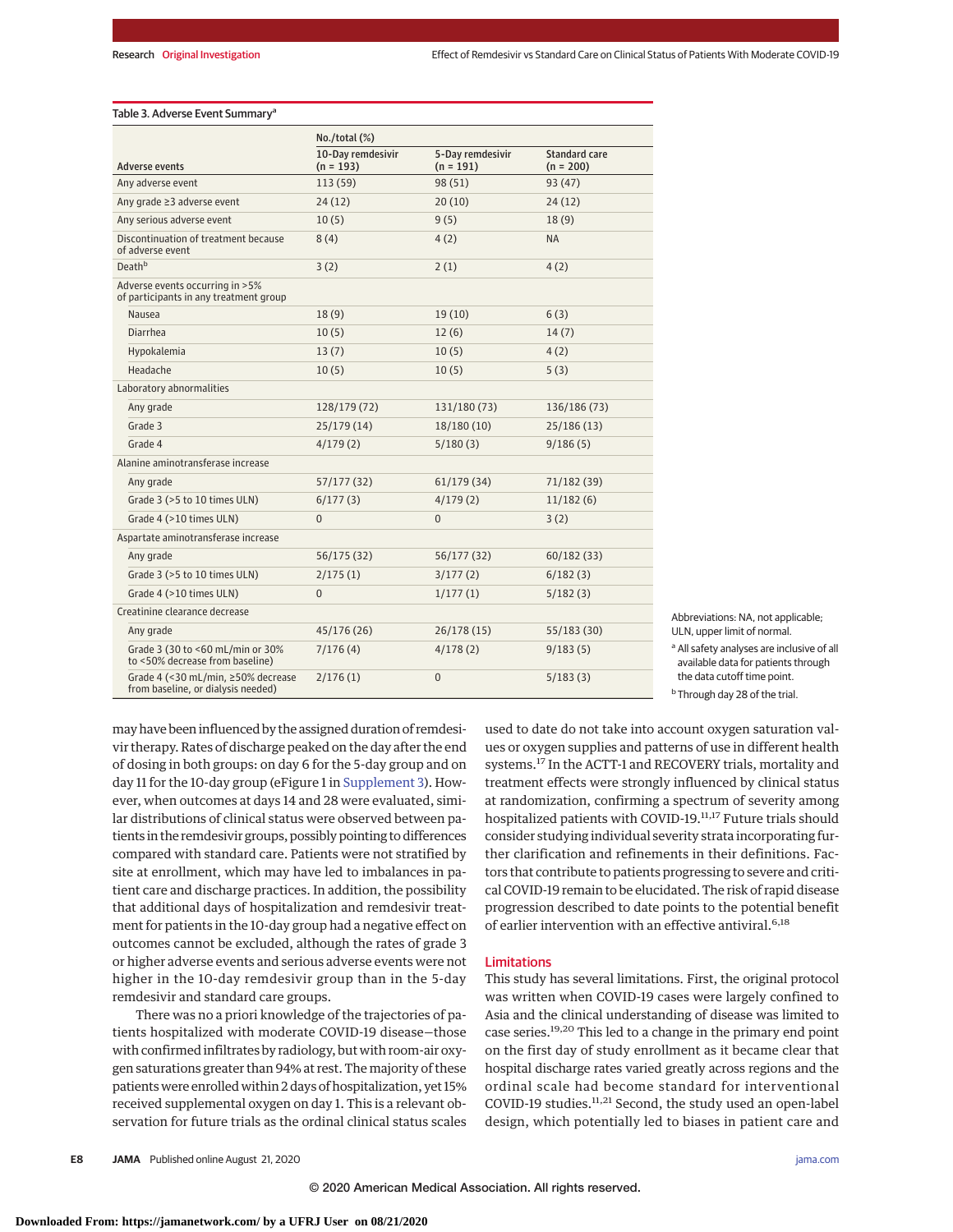Table 3. Adverse Event Summary[a]

| Adverse events | No./total (%) | | |
|---|---|---|---|
| | 10-Day remdesivir (n = 193) | 5-Day remdesivir (n = 191) | Standard care (n = 200) |
| Any adverse event | 113 (59) | 98 (51) | 93 (47) |
| Any grade ≥3 adverse event | 24 (12) | 20 (10) | 24 (12) |
| Any serious adverse event | 10 (5) | 9 (5) | 18 (9) |
| Discontinuation of treatment because of adverse event | 8 (4) | 4 (2) | NA |
| Death[b] | 3 (2) | 2 (1) | 4 (2) |
| Adverse events occurring in >5% of participants in any treatment group | | | |
| Nausea | 18 (9) | 19 (10) | 6 (3) |
| Diarrhea | 10 (5) | 12 (6) | 14 (7) |
| Hypokalemia | 13 (7) | 10 (5) | 4 (2) |
| Headache | 10 (5) | 10 (5) | 5 (3) |
| Laboratory abnormalities | | | |
| Any grade | 128/179 (72) | 131/180 (73) | 136/186 (73) |
| Grade 3 | 25/179 (14) | 18/180 (10) | 25/186 (13) |
| Grade 4 | 4/179 (2) | 5/180 (3) | 9/186 (5) |
| Alanine aminotransferase increase | | | |
| Any grade | 57/177 (32) | 61/179 (34) | 71/182 (39) |
| Grade 3 (>5 to 10 times ULN) | 6/177 (3) | 4/179 (2) | 11/182 (6) |
| Grade 4 (>10 times ULN) | 0 | 0 | 3 (2) |
| Aspartate aminotransferase increase | | | |
| Any grade | 56/175 (32) | 56/177 (32) | 60/182 (33) |
| Grade 3 (>5 to 10 times ULN) | 2/175 (1) | 3/177 (2) | 6/182 (3) |
| Grade 4 (>10 times ULN) | 0 | 1/177 (1) | 5/182 (3) |
| Creatinine clearance decrease | | | |
| Any grade | 45/176 (26) | 26/178 (15) | 55/183 (30) |
| Grade 3 (30 to <60 mL/min or 30% to <50% decrease from baseline) | 7/176 (4) | 4/178 (2) | 9/183 (5) |
| Grade 4 (<30 mL/min, ≥50% decrease from baseline, or dialysis needed) | 2/176 (1) | 0 | 5/183 (3) |

Abbreviations: NA, not applicable; ULN, upper limit of normal.

[a] All safety analyses are inclusive of all available data for patients through the data cutoff time point.

[b] Through day 28 of the trial.

may have been influenced by the assigned duration of remdesivir therapy. Rates of discharge peaked on the day after the end of dosing in both groups: on day 6 for the 5-day group and on day 11 for the 10-day group (eFigure 1 in Supplement 3). However, when outcomes at days 14 and 28 were evaluated, similar distributions of clinical status were observed between patients in the remdesivir groups, possibly pointing to differences compared with standard care. Patients were not stratified by site at enrollment, which may have led to imbalances in patient care and discharge practices. In addition, the possibility that additional days of hospitalization and remdesivir treatment for patients in the 10-day group had a negative effect on outcomes cannot be excluded, although the rates of grade 3 or higher adverse events and serious adverse events were not higher in the 10-day remdesivir group than in the 5-day remdesivir and standard care groups.

There was no a priori knowledge of the trajectories of patients hospitalized with moderate COVID-19 disease—those with confirmed infiltrates by radiology, but with room-air oxygen saturations greater than 94% at rest. The majority of these patients were enrolled within 2 days of hospitalization, yet 15% received supplemental oxygen on day 1. This is a relevant observation for future trials as the ordinal clinical status scales used to date do not take into account oxygen saturation values or oxygen supplies and patterns of use in different health systems.[17] In the ACTT-1 and RECOVERY trials, mortality and treatment effects were strongly influenced by clinical status at randomization, confirming a spectrum of severity among hospitalized patients with COVID-19.[11,17] Future trials should consider studying individual severity strata incorporating further clarification and refinements in their definitions. Factors that contribute to patients progressing to severe and critical COVID-19 remain to be elucidated. The risk of rapid disease progression described to date points to the potential benefit of earlier intervention with an effective antiviral.[6,18]

## Limitations

This study has several limitations. First, the original protocol was written when COVID-19 cases were largely confined to Asia and the clinical understanding of disease was limited to case series.[19,20] This led to a change in the primary end point on the first day of study enrollment as it became clear that hospital discharge rates varied greatly across regions and the ordinal scale had become standard for interventional COVID-19 studies.[11,21] Second, the study used an open-label design, which potentially led to biases in patient care and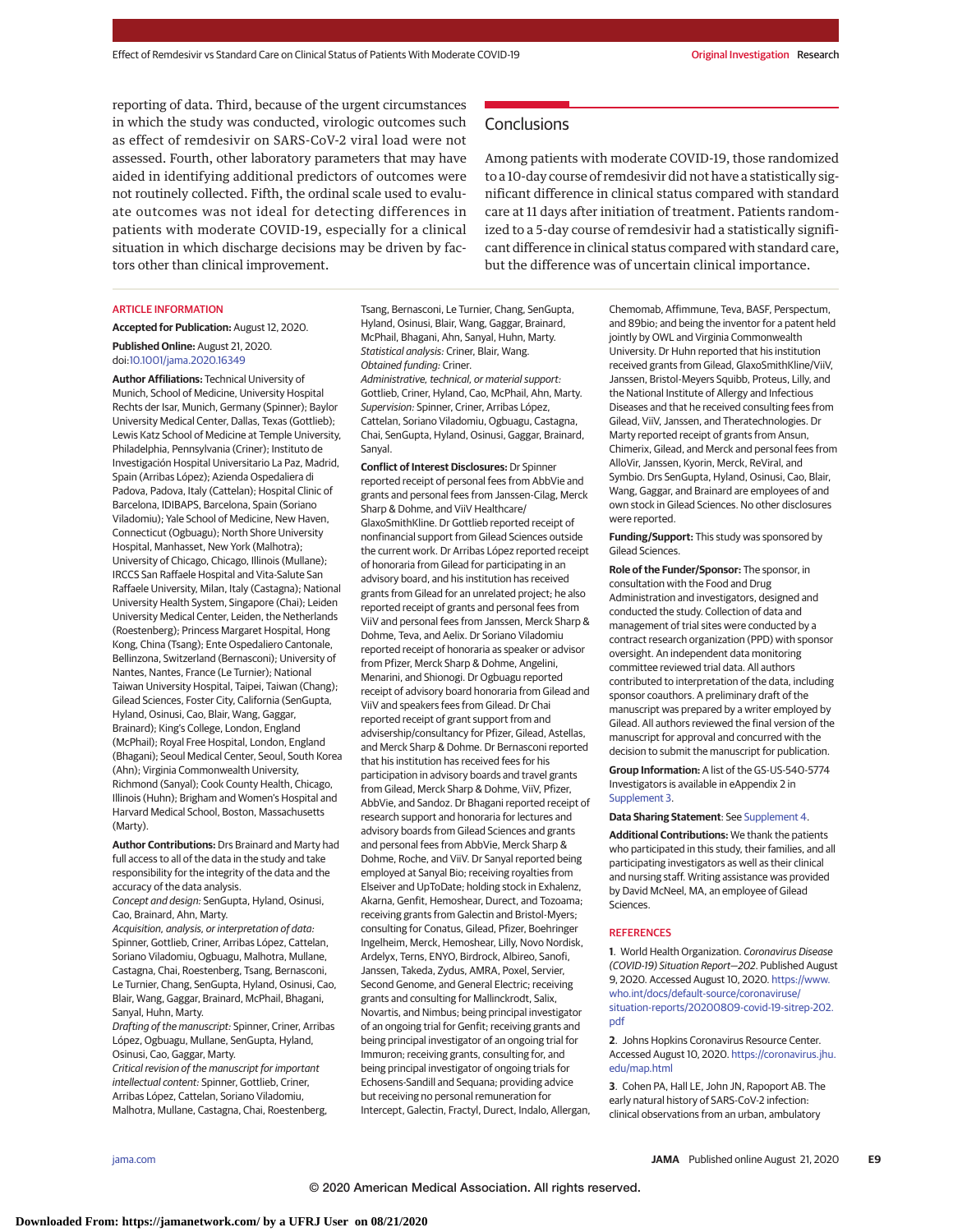reporting of data. Third, because of the urgent circumstances in which the study was conducted, virologic outcomes such as effect of remdesivir on SARS-CoV-2 viral load were not assessed. Fourth, other laboratory parameters that may have aided in identifying additional predictors of outcomes were not routinely collected. Fifth, the ordinal scale used to evaluate outcomes was not ideal for detecting differences in patients with moderate COVID-19, especially for a clinical situation in which discharge decisions may be driven by factors other than clinical improvement.

## Conclusions

Among patients with moderate COVID-19, those randomized to a 10-day course of remdesivir did not have a statistically significant difference in clinical status compared with standard care at 11 days after initiation of treatment. Patients randomized to a 5-day course of remdesivir had a statistically significant difference in clinical status compared with standard care, but the difference was of uncertain clinical importance.

### ARTICLE INFORMATION

**Accepted for Publication:** August 12, 2020.

**Published Online:** August 21, 2020. doi:10.1001/jama.2020.16349

**Author Affiliations:** Technical University of Munich, School of Medicine, University Hospital Rechts der Isar, Munich, Germany (Spinner); Baylor University Medical Center, Dallas, Texas (Gottlieb); Lewis Katz School of Medicine at Temple University, Philadelphia, Pennsylvania (Criner); Instituto de Investigación Hospital Universitario La Paz, Madrid, Spain (Arribas López); Azienda Ospedaliera di Padova, Padova, Italy (Cattelan); Hospital Clinic of Barcelona, IDIBAPS, Barcelona, Spain (Soriano Viladomiu); Yale School of Medicine, New Haven, Connecticut (Ogbuagu); North Shore University Hospital, Manhasset, New York (Malhotra); University of Chicago, Chicago, Illinois (Mullane); IRCCS San Raffaele Hospital and Vita-Salute San Raffaele University, Milan, Italy (Castagna); National University Health System, Singapore (Chai); Leiden University Medical Center, Leiden, the Netherlands (Roestenberg); Princess Margaret Hospital, Hong Kong, China (Tsang); Ente Ospedaliero Cantonale, Bellinzona, Switzerland (Bernasconi); University of Nantes, Nantes, France (Le Turnier); National Taiwan University Hospital, Taipei, Taiwan (Chang); Gilead Sciences, Foster City, California (SenGupta, Hyland, Osinusi, Cao, Blair, Wang, Gaggar, Brainard); King's College, London, England (McPhail); Royal Free Hospital, London, England (Bhagani); Seoul Medical Center, Seoul, South Korea (Ahn); Virginia Commonwealth University, Richmond (Sanyal); Cook County Health, Chicago, Illinois (Huhn); Brigham and Women's Hospital and Harvard Medical School, Boston, Massachusetts (Marty).

**Author Contributions:** Drs Brainard and Marty had full access to all of the data in the study and take responsibility for the integrity of the data and the accuracy of the data analysis.
*Concept and design:* SenGupta, Hyland, Osinusi, Cao, Brainard, Ahn, Marty.
*Acquisition, analysis, or interpretation of data:* Spinner, Gottlieb, Criner, Arribas López, Cattelan, Soriano Viladomiu, Ogbuagu, Malhotra, Mullane, Castagna, Chai, Roestenberg, Tsang, Bernasconi, Le Turnier, Chang, SenGupta, Hyland, Osinusi, Cao, Blair, Wang, Gaggar, Brainard, McPhail, Bhagani, Sanyal, Huhn, Marty.
*Drafting of the manuscript:* Spinner, Criner, Arribas López, Ogbuagu, Mullane, SenGupta, Hyland, Osinusi, Cao, Gaggar, Marty.
*Critical revision of the manuscript for important intellectual content:* Spinner, Gottlieb, Criner, Arribas López, Cattelan, Soriano Viladomiu, Malhotra, Mullane, Castagna, Chai, Roestenberg, Tsang, Bernasconi, Le Turnier, Chang, SenGupta, Hyland, Osinusi, Blair, Wang, Gaggar, Brainard, McPhail, Bhagani, Ahn, Sanyal, Huhn, Marty.
*Statistical analysis:* Criner, Blair, Wang.
*Obtained funding:* Criner.
*Administrative, technical, or material support:* Gottlieb, Criner, Hyland, Cao, McPhail, Ahn, Marty.
*Supervision:* Spinner, Criner, Arribas López, Cattelan, Soriano Viladomiu, Ogbuagu, Castagna, Chai, SenGupta, Hyland, Osinusi, Gaggar, Brainard, Sanyal.

**Conflict of Interest Disclosures:** Dr Spinner reported receipt of personal fees from AbbVie and grants and personal fees from Janssen-Cilag, Merck Sharp & Dohme, and ViiV Healthcare/GlaxoSmithKline. Dr Gottlieb reported receipt of nonfinancial support from Gilead Sciences outside the current work. Dr Arribas López reported receipt of honoraria from Gilead for participating in an advisory board, and his institution has received grants from Gilead for an unrelated project; he also reported receipt of grants and personal fees from ViiV and personal fees from Janssen, Merck Sharp & Dohme, Teva, and Aelix. Dr Soriano Viladomiu reported receipt of honoraria as speaker or advisor from Pfizer, Merck Sharp & Dohme, Angelini, Menarini, and Shionogi. Dr Ogbuagu reported receipt of advisory board honoraria from Gilead and ViiV and speakers fees from Gilead. Dr Chai reported receipt of grant support from and advisership/consultancy for Pfizer, Gilead, Astellas, and Merck Sharp & Dohme. Dr Bernasconi reported that his institution has received fees for his participation in advisory boards and travel grants from Gilead, Merck Sharp & Dohme, ViiV, Pfizer, AbbVie, and Sandoz. Dr Bhagani reported receipt of research support and honoraria for lectures and advisory boards from Gilead Sciences and grants and personal fees from AbbVie, Merck Sharp & Dohme, Roche, and ViiV. Dr Sanyal reported being employed at Sanyal Bio; receiving royalties from Elseiver and UpToDate; holding stock in Exhalenz, Akarna, Genfit, Hemoshear, Durect, and Tozoama; receiving grants from Galectin and Bristol-Myers; consulting for Conatus, Gilead, Pfizer, Boehringer Ingelheim, Merck, Hemoshear, Lilly, Novo Nordisk, Ardelyx, Terns, ENYO, Birdrock, Albireo, Sanofi, Janssen, Takeda, Zydus, AMRA, Poxel, Servier, Second Genome, and General Electric; receiving grants and consulting for Mallinckrodt, Salix, Novartis, and Nimbus; being principal investigator of an ongoing trial for Genfit; receiving grants and being principal investigator of an ongoing trial for Immuron; receiving grants, consulting for, and being principal investigator of ongoing trials for Echosens-Sandill and Sequana; providing advice but receiving no personal remuneration for Intercept, Galectin, Fractyl, Durect, Indalo, Allergan, Chemomab, Affimmune, Teva, BASF, Perspectum, and 89bio; and being the inventor for a patent held jointly by OWL and Virginia Commonwealth University. Dr Huhn reported that his institution received grants from Gilead, GlaxoSmithKline/ViiV, Janssen, Bristol-Meyers Squibb, Proteus, Lilly, and the National Institute of Allergy and Infectious Diseases and that he received consulting fees from Gilead, ViiV, Janssen, and Theratechnologies. Dr Marty reported receipt of grants from Ansun, Chimerix, Gilead, and Merck and personal fees from AlloVir, Janssen, Kyorin, Merck, ReViral, and Symbio. Drs SenGupta, Hyland, Osinusi, Cao, Blair, Wang, Gaggar, and Brainard are employees of and own stock in Gilead Sciences. No other disclosures were reported.

**Funding/Support:** This study was sponsored by Gilead Sciences.

**Role of the Funder/Sponsor:** The sponsor, in consultation with the Food and Drug Administration and investigators, designed and conducted the study. Collection of data and management of trial sites were conducted by a contract research organization (PPD) with sponsor oversight. An independent data monitoring committee reviewed trial data. All authors contributed to interpretation of the data, including sponsor coauthors. A preliminary draft of the manuscript was prepared by a writer employed by Gilead. All authors reviewed the final version of the manuscript for approval and concurred with the decision to submit the manuscript for publication.

**Group Information:** A list of the GS-US-540-5774 Investigators is available in eAppendix 2 in Supplement 3.

**Data Sharing Statement**: See Supplement 4.

**Additional Contributions:** We thank the patients who participated in this study, their families, and all participating investigators as well as their clinical and nursing staff. Writing assistance was provided by David McNeel, MA, an employee of Gilead Sciences.

### REFERENCES

1. World Health Organization. *Coronavirus Disease (COVID-19) Situation Report—202*. Published August 9, 2020. Accessed August 10, 2020. https://www.who.int/docs/default-source/coronaviruse/situation-reports/20200809-covid-19-sitrep-202.pdf

2. Johns Hopkins Coronavirus Resource Center. Accessed August 10, 2020. https://coronavirus.jhu.edu/map.html

3. Cohen PA, Hall LE, John JN, Rapoport AB. The early natural history of SARS-CoV-2 infection: clinical observations from an urban, ambulatory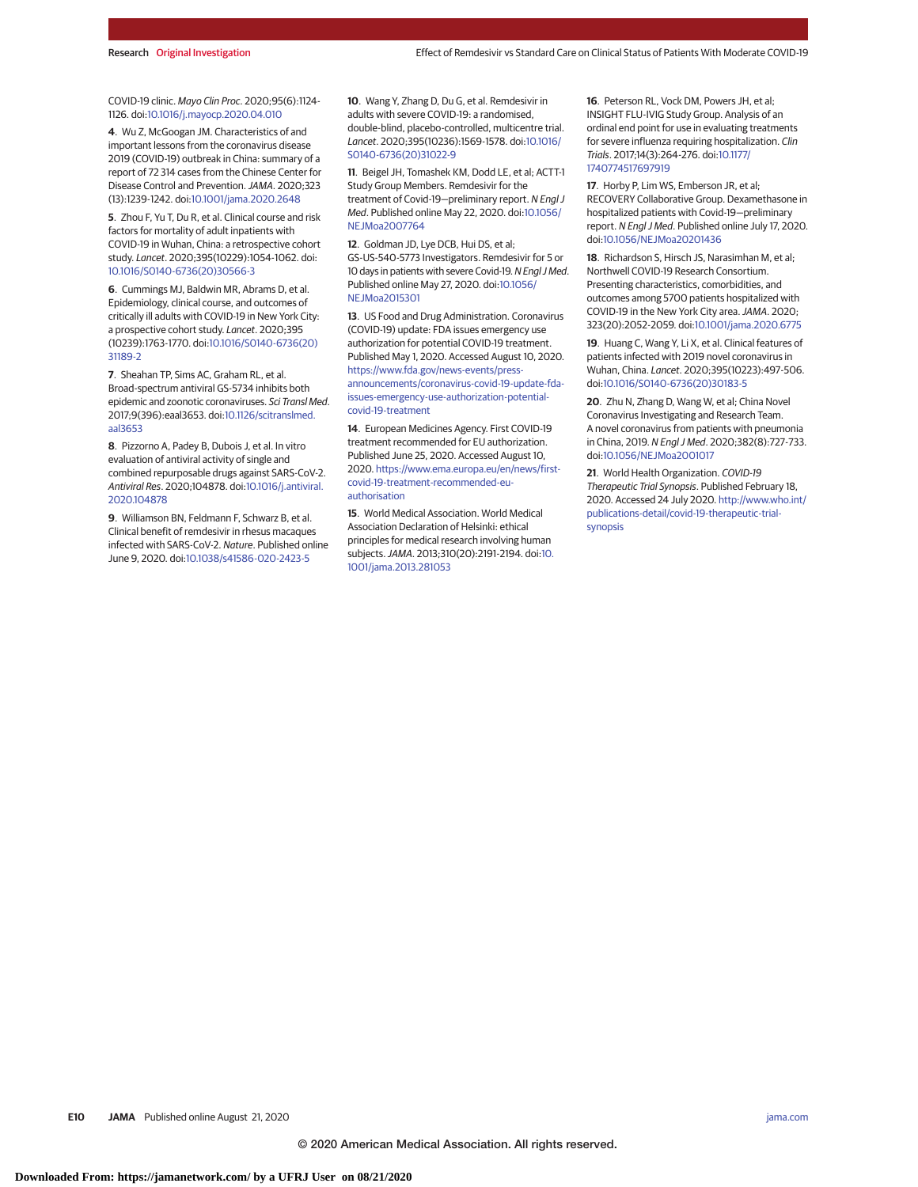COVID-19 clinic. *Mayo Clin Proc*. 2020;95(6):1124-1126. doi:10.1016/j.mayocp.2020.04.010

4. Wu Z, McGoogan JM. Characteristics of and important lessons from the coronavirus disease 2019 (COVID-19) outbreak in China: summary of a report of 72 314 cases from the Chinese Center for Disease Control and Prevention. *JAMA*. 2020;323(13):1239-1242. doi:10.1001/jama.2020.2648

5. Zhou F, Yu T, Du R, et al. Clinical course and risk factors for mortality of adult inpatients with COVID-19 in Wuhan, China: a retrospective cohort study. *Lancet*. 2020;395(10229):1054-1062. doi:10.1016/S0140-6736(20)30566-3

6. Cummings MJ, Baldwin MR, Abrams D, et al. Epidemiology, clinical course, and outcomes of critically ill adults with COVID-19 in New York City: a prospective cohort study. *Lancet*. 2020;395(10239):1763-1770. doi:10.1016/S0140-6736(20)31189-2

7. Sheahan TP, Sims AC, Graham RL, et al. Broad-spectrum antiviral GS-5734 inhibits both epidemic and zoonotic coronaviruses. *Sci Transl Med*. 2017;9(396):eaal3653. doi:10.1126/scitranslmed.aal3653

8. Pizzorno A, Padey B, Dubois J, et al. In vitro evaluation of antiviral activity of single and combined repurposable drugs against SARS-CoV-2. *Antiviral Res*. 2020;104878. doi:10.1016/j.antiviral.2020.104878

9. Williamson BN, Feldmann F, Schwarz B, et al. Clinical benefit of remdesivir in rhesus macaques infected with SARS-CoV-2. *Nature*. Published online June 9, 2020. doi:10.1038/s41586-020-2423-5

10. Wang Y, Zhang D, Du G, et al. Remdesivir in adults with severe COVID-19: a randomised, double-blind, placebo-controlled, multicentre trial. *Lancet*. 2020;395(10236):1569-1578. doi:10.1016/S0140-6736(20)31022-9

11. Beigel JH, Tomashek KM, Dodd LE, et al; ACTT-1 Study Group Members. Remdesivir for the treatment of Covid-19—preliminary report. *N Engl J Med*. Published online May 22, 2020. doi:10.1056/NEJMoa2007764

12. Goldman JD, Lye DCB, Hui DS, et al; GS-US-540-5773 Investigators. Remdesivir for 5 or 10 days in patients with severe Covid-19. *N Engl J Med*. Published online May 27, 2020. doi:10.1056/NEJMoa2015301

13. US Food and Drug Administration. Coronavirus (COVID-19) update: FDA issues emergency use authorization for potential COVID-19 treatment. Published May 1, 2020. Accessed August 10, 2020. https://www.fda.gov/news-events/press-announcements/coronavirus-covid-19-update-fda-issues-emergency-use-authorization-potential-covid-19-treatment

14. European Medicines Agency. First COVID-19 treatment recommended for EU authorization. Published June 25, 2020. Accessed August 10, 2020. https://www.ema.europa.eu/en/news/first-covid-19-treatment-recommended-eu-authorisation

15. World Medical Association. World Medical Association Declaration of Helsinki: ethical principles for medical research involving human subjects. *JAMA*. 2013;310(20):2191-2194. doi:10.1001/jama.2013.281053

16. Peterson RL, Vock DM, Powers JH, et al; INSIGHT FLU-IVIG Study Group. Analysis of an ordinal end point for use in evaluating treatments for severe influenza requiring hospitalization. *Clin Trials*. 2017;14(3):264-276. doi:10.1177/1740774517697919

17. Horby P, Lim WS, Emberson JR, et al; RECOVERY Collaborative Group. Dexamethasone in hospitalized patients with Covid-19—preliminary report. *N Engl J Med*. Published online July 17, 2020. doi:10.1056/NEJMoa2021436

18. Richardson S, Hirsch JS, Narasimhan M, et al; Northwell COVID-19 Research Consortium. Presenting characteristics, comorbidities, and outcomes among 5700 patients hospitalized with COVID-19 in the New York City area. *JAMA*. 2020;323(20):2052-2059. doi:10.1001/jama.2020.6775

19. Huang C, Wang Y, Li X, et al. Clinical features of patients infected with 2019 novel coronavirus in Wuhan, China. *Lancet*. 2020;395(10223):497-506. doi:10.1016/S0140-6736(20)30183-5

20. Zhu N, Zhang D, Wang W, et al; China Novel Coronavirus Investigating and Research Team. A novel coronavirus from patients with pneumonia in China, 2019. *N Engl J Med*. 2020;382(8):727-733. doi:10.1056/NEJMoa2001017

21. World Health Organization. *COVID-19 Therapeutic Trial Synopsis*. Published February 18, 2020. Accessed 24 July 2020. http://www.who.int/publications-detail/covid-19-therapeutic-trial-synopsis